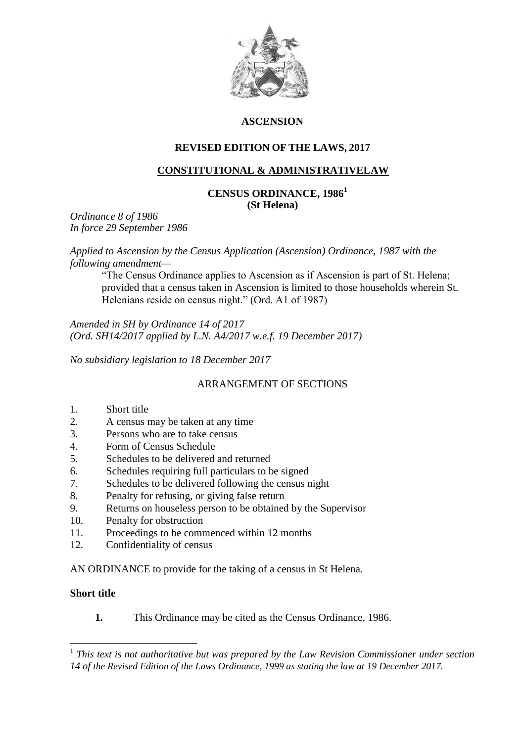**ASCENSION**

**REVISED EDITION OF THE LAWS, 2017**

**CONSTITUTIONAL & ADMINISTRATIVELAW**

**CENSUS ORDINANCE, 1986[1]**
**(St Helena)**

*Ordinance 8 of 1986*
*In force 29 September 1986*

*Applied to Ascension by the Census Application (Ascension) Ordinance, 1987 with the following amendment—*

> "The Census Ordinance applies to Ascension as if Ascension is part of St. Helena; provided that a census taken in Ascension is limited to those households wherein St. Helenians reside on census night." (Ord. A1 of 1987)

*Amended in SH by Ordinance 14 of 2017*
*(Ord. SH14/2017 applied by L.N. A4/2017 w.e.f. 19 December 2017)*

*No subsidiary legislation to 18 December 2017*

ARRANGEMENT OF SECTIONS

1. Short title
2. A census may be taken at any time
3. Persons who are to take census
4. Form of Census Schedule
5. Schedules to be delivered and returned
6. Schedules requiring full particulars to be signed
7. Schedules to be delivered following the census night
8. Penalty for refusing, or giving false return
9. Returns on houseless person to be obtained by the Supervisor
10. Penalty for obstruction
11. Proceedings to be commenced within 12 months
12. Confidentiality of census

AN ORDINANCE to provide for the taking of a census in St Helena.

**Short title**

**1.** This Ordinance may be cited as the Census Ordinance, 1986.

---

[1] *This text is not authoritative but was prepared by the Law Revision Commissioner under section 14 of the Revised Edition of the Laws Ordinance, 1999 as stating the law at 19 December 2017.*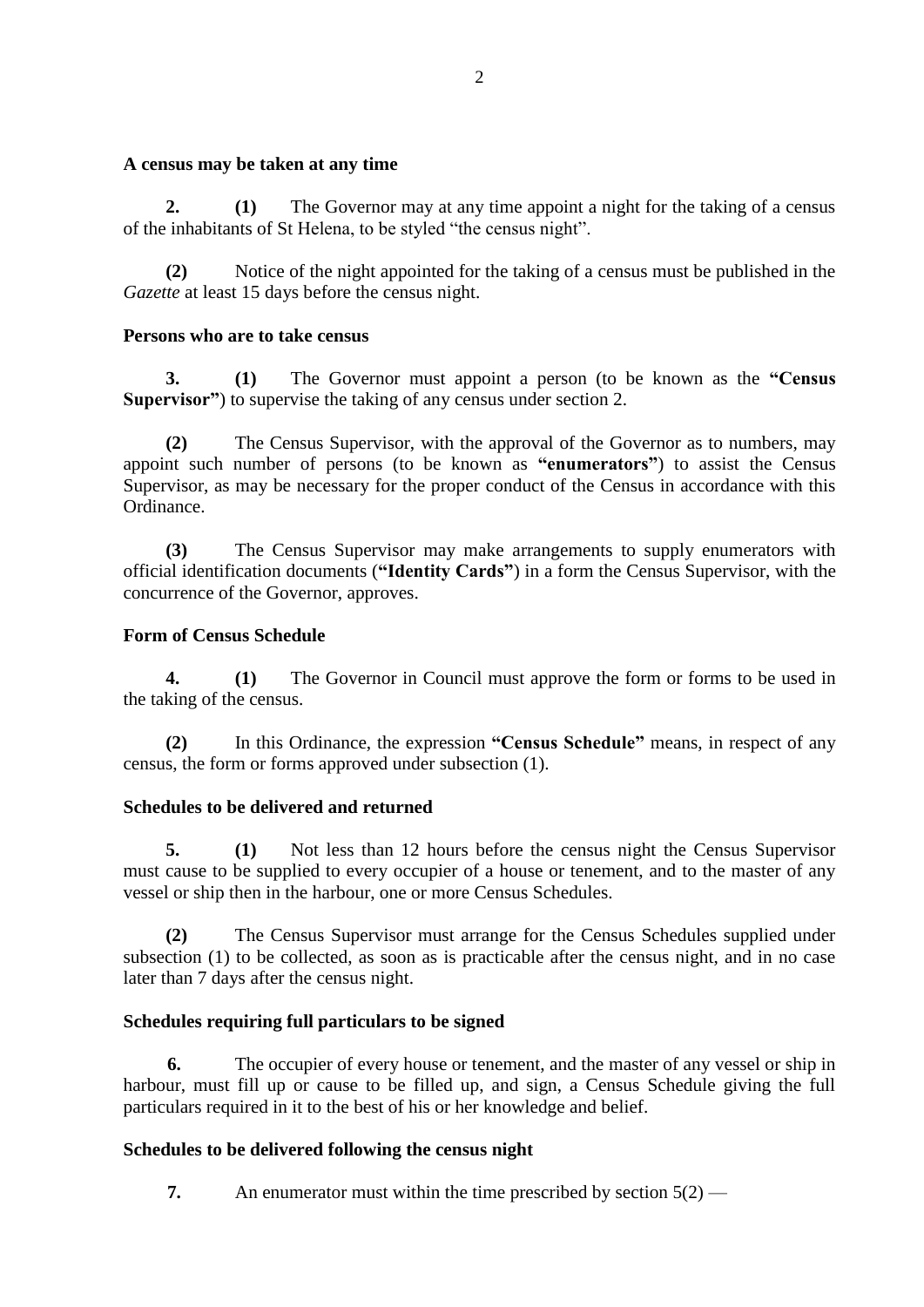### A census may be taken at any time

**2.** **(1)** The Governor may at any time appoint a night for the taking of a census of the inhabitants of St Helena, to be styled "the census night".

**(2)** Notice of the night appointed for the taking of a census must be published in the *Gazette* at least 15 days before the census night.

### Persons who are to take census

**3.** **(1)** The Governor must appoint a person (to be known as the **"Census Supervisor"**) to supervise the taking of any census under section 2.

**(2)** The Census Supervisor, with the approval of the Governor as to numbers, may appoint such number of persons (to be known as **"enumerators"**) to assist the Census Supervisor, as may be necessary for the proper conduct of the Census in accordance with this Ordinance.

**(3)** The Census Supervisor may make arrangements to supply enumerators with official identification documents (**"Identity Cards"**) in a form the Census Supervisor, with the concurrence of the Governor, approves.

### Form of Census Schedule

**4.** **(1)** The Governor in Council must approve the form or forms to be used in the taking of the census.

**(2)** In this Ordinance, the expression **"Census Schedule"** means, in respect of any census, the form or forms approved under subsection (1).

### Schedules to be delivered and returned

**5.** **(1)** Not less than 12 hours before the census night the Census Supervisor must cause to be supplied to every occupier of a house or tenement, and to the master of any vessel or ship then in the harbour, one or more Census Schedules.

**(2)** The Census Supervisor must arrange for the Census Schedules supplied under subsection (1) to be collected, as soon as is practicable after the census night, and in no case later than 7 days after the census night.

### Schedules requiring full particulars to be signed

**6.** The occupier of every house or tenement, and the master of any vessel or ship in harbour, must fill up or cause to be filled up, and sign, a Census Schedule giving the full particulars required in it to the best of his or her knowledge and belief.

### Schedules to be delivered following the census night

**7.** An enumerator must within the time prescribed by section 5(2) —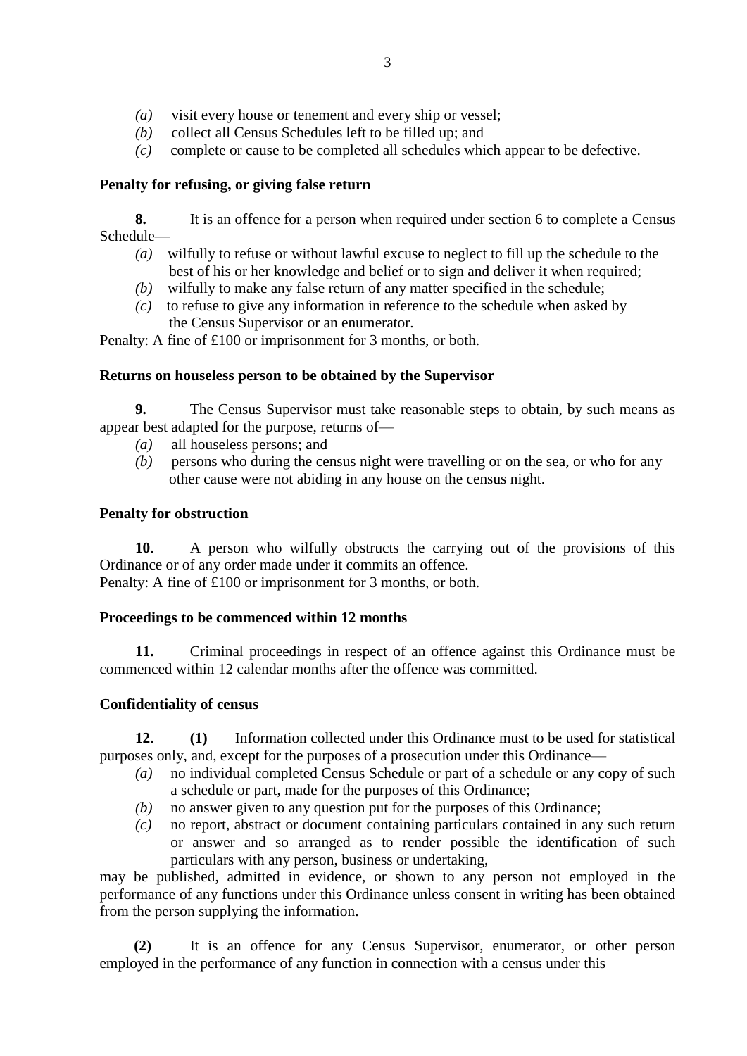*(a)* visit every house or tenement and every ship or vessel;

*(b)* collect all Census Schedules left to be filled up; and

*(c)* complete or cause to be completed all schedules which appear to be defective.

**Penalty for refusing, or giving false return**

**8.** It is an offence for a person when required under section 6 to complete a Census Schedule—

*(a)* wilfully to refuse or without lawful excuse to neglect to fill up the schedule to the best of his or her knowledge and belief or to sign and deliver it when required;

*(b)* wilfully to make any false return of any matter specified in the schedule;

*(c)* to refuse to give any information in reference to the schedule when asked by the Census Supervisor or an enumerator.

Penalty: A fine of £100 or imprisonment for 3 months, or both.

**Returns on houseless person to be obtained by the Supervisor**

**9.** The Census Supervisor must take reasonable steps to obtain, by such means as appear best adapted for the purpose, returns of—

*(a)* all houseless persons; and

*(b)* persons who during the census night were travelling or on the sea, or who for any other cause were not abiding in any house on the census night.

**Penalty for obstruction**

**10.** A person who wilfully obstructs the carrying out of the provisions of this Ordinance or of any order made under it commits an offence.
Penalty: A fine of £100 or imprisonment for 3 months, or both.

**Proceedings to be commenced within 12 months**

**11.** Criminal proceedings in respect of an offence against this Ordinance must be commenced within 12 calendar months after the offence was committed.

**Confidentiality of census**

**12.** **(1)** Information collected under this Ordinance must to be used for statistical purposes only, and, except for the purposes of a prosecution under this Ordinance—

*(a)* no individual completed Census Schedule or part of a schedule or any copy of such a schedule or part, made for the purposes of this Ordinance;

*(b)* no answer given to any question put for the purposes of this Ordinance;

*(c)* no report, abstract or document containing particulars contained in any such return or answer and so arranged as to render possible the identification of such particulars with any person, business or undertaking,

may be published, admitted in evidence, or shown to any person not employed in the performance of any functions under this Ordinance unless consent in writing has been obtained from the person supplying the information.

**(2)** It is an offence for any Census Supervisor, enumerator, or other person employed in the performance of any function in connection with a census under this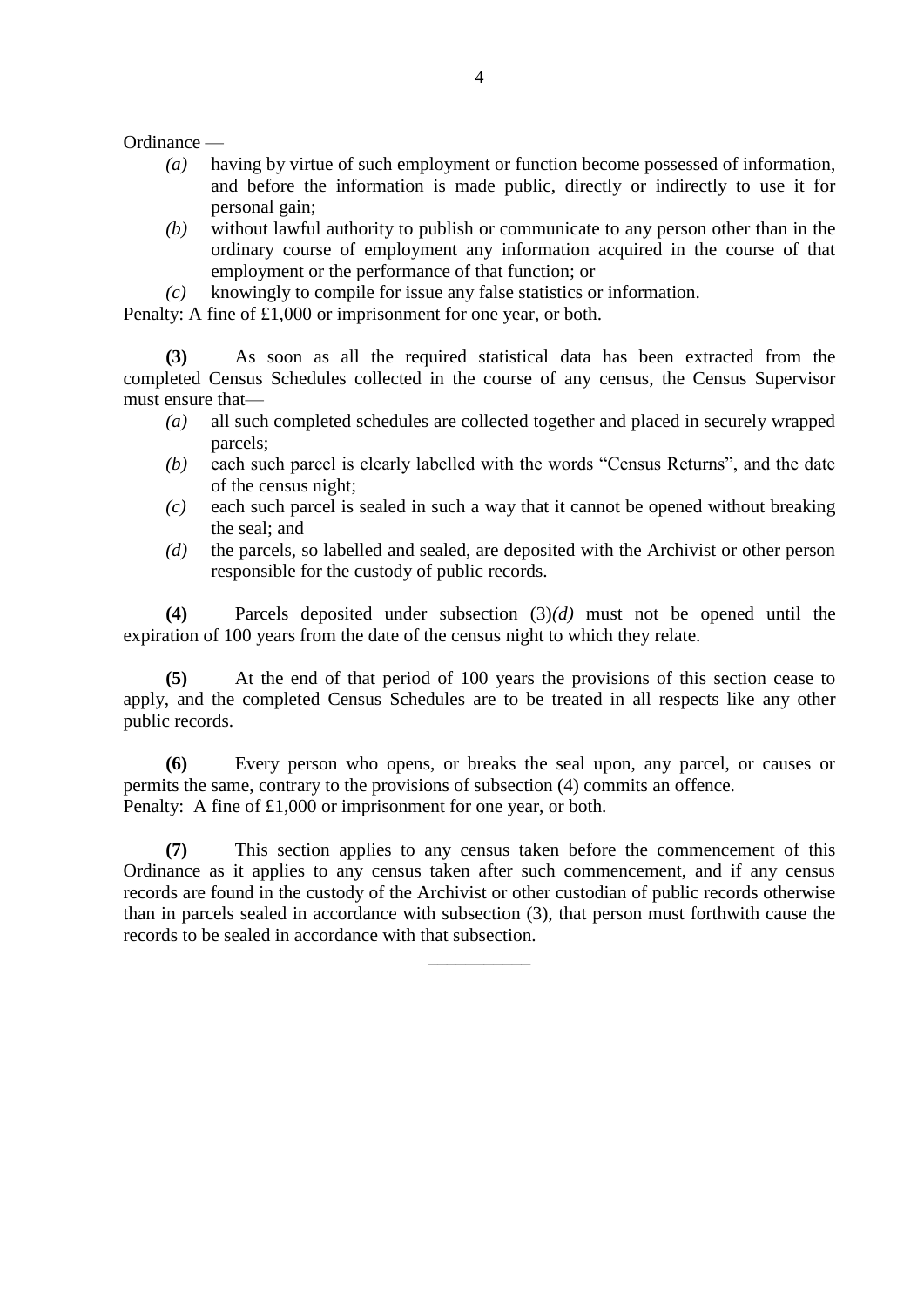Ordinance —

*(a)* having by virtue of such employment or function become possessed of information, and before the information is made public, directly or indirectly to use it for personal gain;

*(b)* without lawful authority to publish or communicate to any person other than in the ordinary course of employment any information acquired in the course of that employment or the performance of that function; or

*(c)* knowingly to compile for issue any false statistics or information.

Penalty: A fine of £1,000 or imprisonment for one year, or both.

**(3)** As soon as all the required statistical data has been extracted from the completed Census Schedules collected in the course of any census, the Census Supervisor must ensure that—

*(a)* all such completed schedules are collected together and placed in securely wrapped parcels;

*(b)* each such parcel is clearly labelled with the words "Census Returns", and the date of the census night;

*(c)* each such parcel is sealed in such a way that it cannot be opened without breaking the seal; and

*(d)* the parcels, so labelled and sealed, are deposited with the Archivist or other person responsible for the custody of public records.

**(4)** Parcels deposited under subsection (3)*(d)* must not be opened until the expiration of 100 years from the date of the census night to which they relate.

**(5)** At the end of that period of 100 years the provisions of this section cease to apply, and the completed Census Schedules are to be treated in all respects like any other public records.

**(6)** Every person who opens, or breaks the seal upon, any parcel, or causes or permits the same, contrary to the provisions of subsection (4) commits an offence.

Penalty: A fine of £1,000 or imprisonment for one year, or both.

**(7)** This section applies to any census taken before the commencement of this Ordinance as it applies to any census taken after such commencement, and if any census records are found in the custody of the Archivist or other custodian of public records otherwise than in parcels sealed in accordance with subsection (3), that person must forthwith cause the records to be sealed in accordance with that subsection.

\_\_\_\_\_\_\_\_\_\_\_